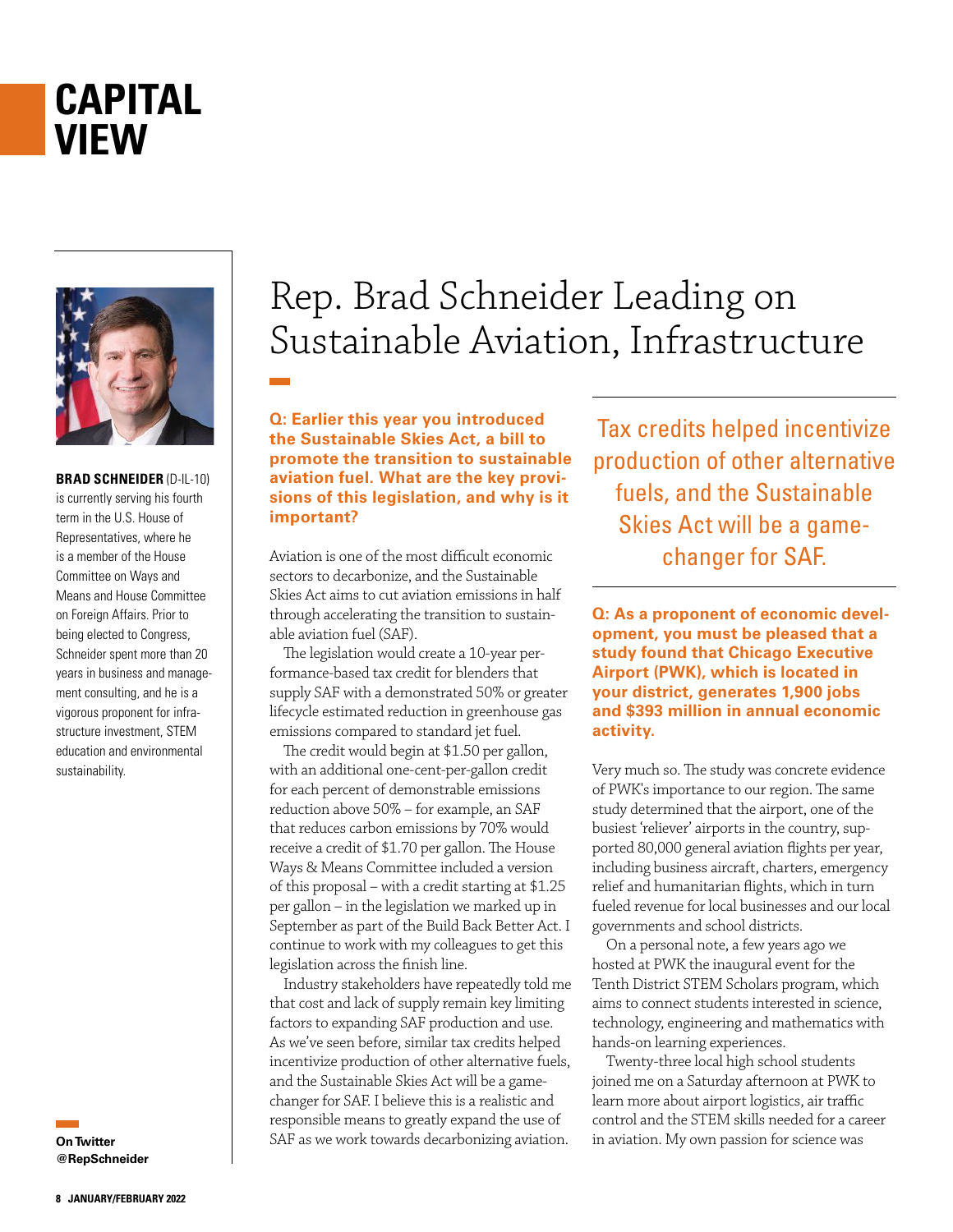# CAPITAL VIEW

**BRAD SCHNEIDER** (D-IL-10) is currently serving his fourth term in the U.S. House of Representatives, where he is a member of the House Committee on Ways and Means and House Committee on Foreign Affairs. Prior to being elected to Congress, Schneider spent more than 20 years in business and management consulting, and he is a vigorous proponent for infrastructure investment, STEM education and environmental sustainability.

**On Twitter @RepSchneider**

## Rep. Brad Schneider Leading on Sustainable Aviation, Infrastructure

**Q: Earlier this year you introduced the Sustainable Skies Act, a bill to promote the transition to sustainable aviation fuel. What are the key provisions of this legislation, and why is it important?**

Aviation is one of the most difficult economic sectors to decarbonize, and the Sustainable Skies Act aims to cut aviation emissions in half through accelerating the transition to sustainable aviation fuel (SAF).

The legislation would create a 10-year performance-based tax credit for blenders that supply SAF with a demonstrated 50% or greater lifecycle estimated reduction in greenhouse gas emissions compared to standard jet fuel.

The credit would begin at $1.50 per gallon, with an additional one-cent-per-gallon credit for each percent of demonstrable emissions reduction above 50% – for example, an SAF that reduces carbon emissions by 70% would receive a credit of $1.70 per gallon. The House Ways & Means Committee included a version of this proposal – with a credit starting at $1.25 per gallon – in the legislation we marked up in September as part of the Build Back Better Act. I continue to work with my colleagues to get this legislation across the finish line.

Industry stakeholders have repeatedly told me that cost and lack of supply remain key limiting factors to expanding SAF production and use. As we've seen before, similar tax credits helped incentivize production of other alternative fuels, and the Sustainable Skies Act will be a game-changer for SAF. I believe this is a realistic and responsible means to greatly expand the use of SAF as we work towards decarbonizing aviation.

> Tax credits helped incentivize production of other alternative fuels, and the Sustainable Skies Act will be a game-changer for SAF.

**Q: As a proponent of economic development, you must be pleased that a study found that Chicago Executive Airport (PWK), which is located in your district, generates 1,900 jobs and $393 million in annual economic activity.**

Very much so. The study was concrete evidence of PWK's importance to our region. The same study determined that the airport, one of the busiest 'reliever' airports in the country, supported 80,000 general aviation flights per year, including business aircraft, charters, emergency relief and humanitarian flights, which in turn fueled revenue for local businesses and our local governments and school districts.

On a personal note, a few years ago we hosted at PWK the inaugural event for the Tenth District STEM Scholars program, which aims to connect students interested in science, technology, engineering and mathematics with hands-on learning experiences.

Twenty-three local high school students joined me on a Saturday afternoon at PWK to learn more about airport logistics, air traffic control and the STEM skills needed for a career in aviation. My own passion for science was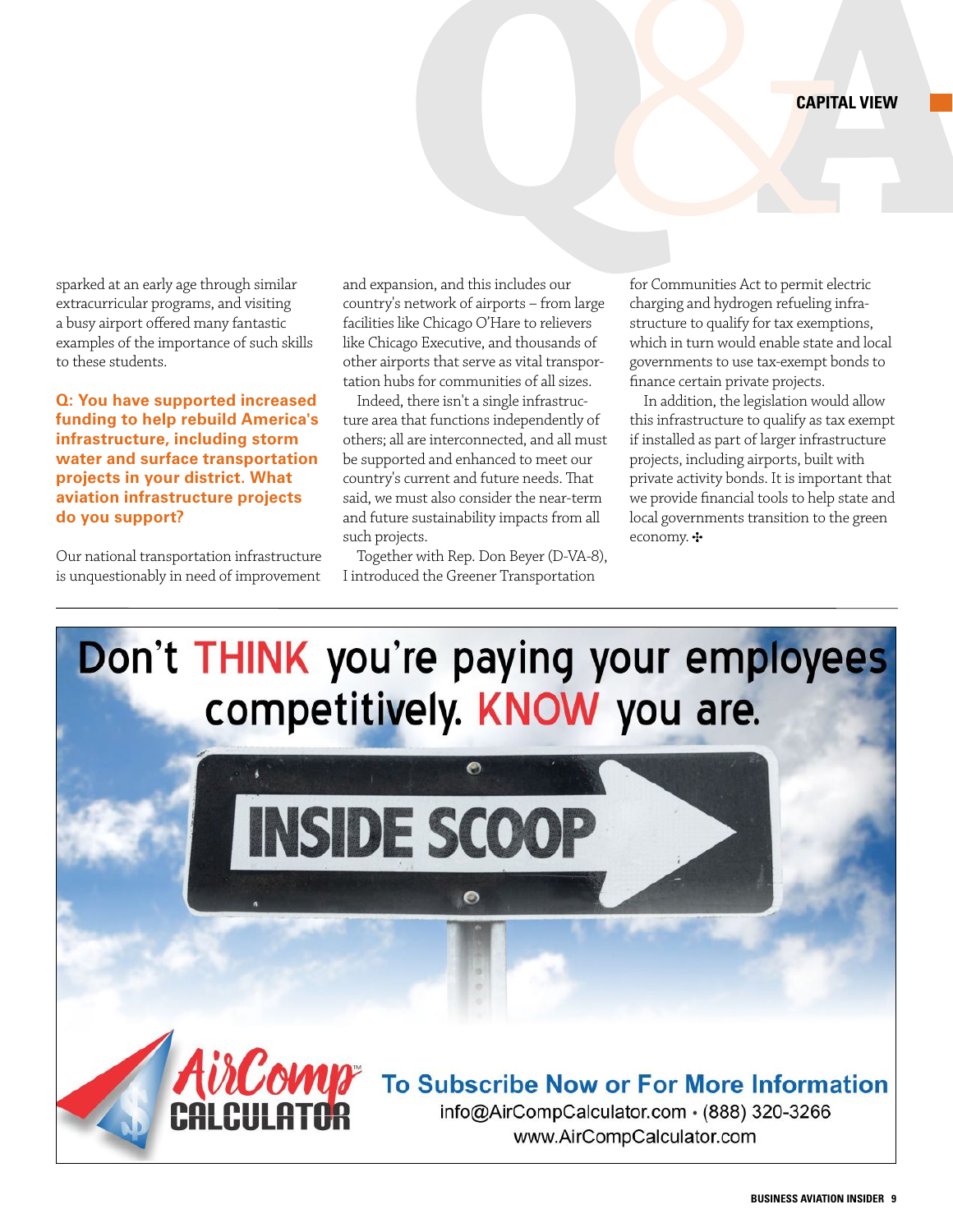sparked at an early age through similar extracurricular programs, and visiting a busy airport offered many fantastic examples of the importance of such skills to these students.

**Q: You have supported increased funding to help rebuild America's infrastructure, including storm water and surface transportation projects in your district. What aviation infrastructure projects do you support?**

Our national transportation infrastructure is unquestionably in need of improvement and expansion, and this includes our country's network of airports – from large facilities like Chicago O'Hare to relievers like Chicago Executive, and thousands of other airports that serve as vital transportation hubs for communities of all sizes.

Indeed, there isn't a single infrastructure area that functions independently of others; all are interconnected, and all must be supported and enhanced to meet our country's current and future needs. That said, we must also consider the near-term and future sustainability impacts from all such projects.

Together with Rep. Don Beyer (D-VA-8), I introduced the Greener Transportation for Communities Act to permit electric charging and hydrogen refueling infrastructure to qualify for tax exemptions, which in turn would enable state and local governments to use tax-exempt bonds to finance certain private projects.

In addition, the legislation would allow this infrastructure to qualify as tax exempt if installed as part of larger infrastructure projects, including airports, built with private activity bonds. It is important that we provide financial tools to help state and local governments transition to the green economy.

Don't THINK you're paying your employees competitively. KNOW you are.

INSIDE SCOOP

AirComp CALCULATOR™

To Subscribe Now or For More Information

info@AirCompCalculator.com • (888) 320-3266

www.AirCompCalculator.com